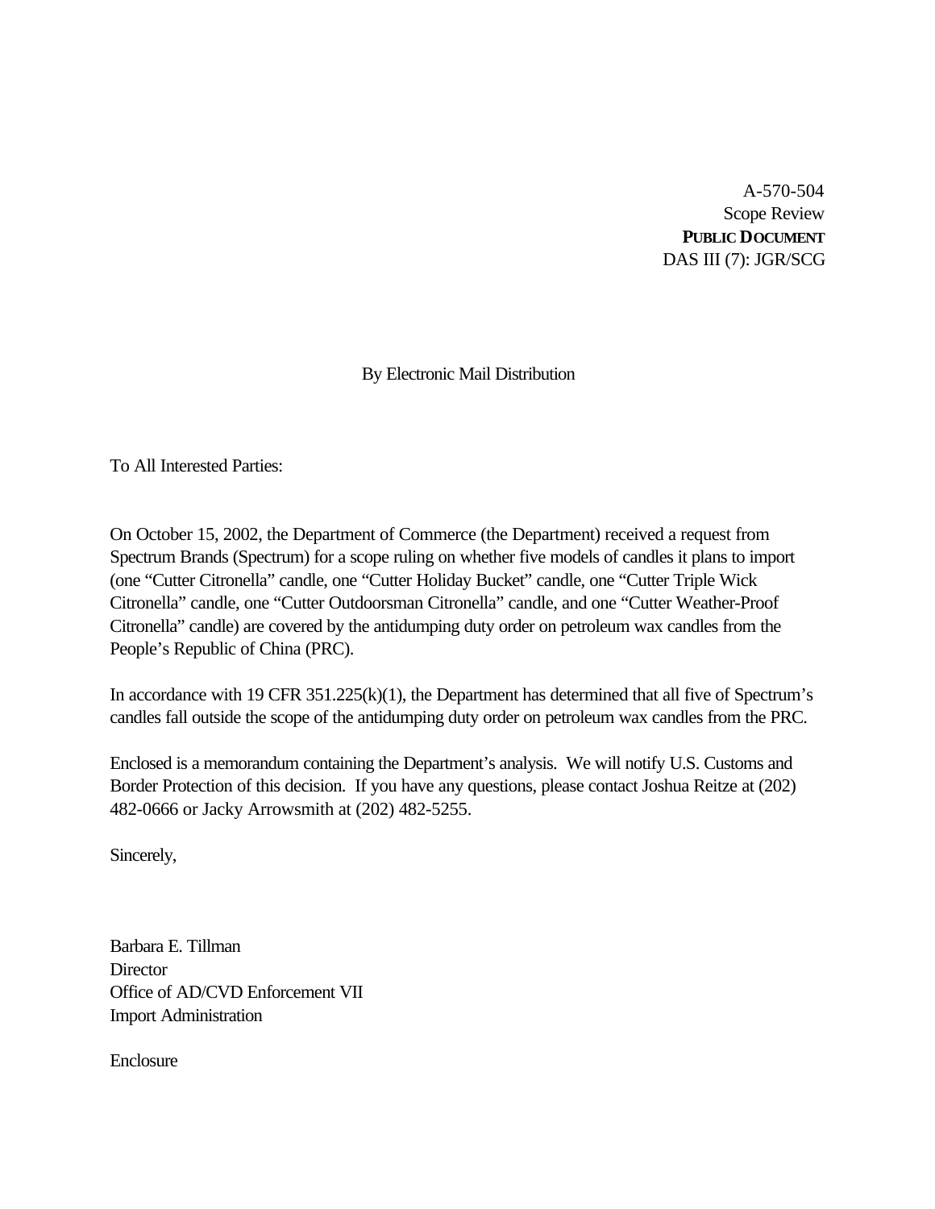A-570-504
Scope Review
**PUBLIC DOCUMENT**
DAS III (7): JGR/SCG

By Electronic Mail Distribution

To All Interested Parties:

On October 15, 2002, the Department of Commerce (the Department) received a request from Spectrum Brands (Spectrum) for a scope ruling on whether five models of candles it plans to import (one "Cutter Citronella" candle, one "Cutter Holiday Bucket" candle, one "Cutter Triple Wick Citronella" candle, one "Cutter Outdoorsman Citronella" candle, and one "Cutter Weather-Proof Citronella" candle) are covered by the antidumping duty order on petroleum wax candles from the People's Republic of China (PRC).

In accordance with 19 CFR 351.225(k)(1), the Department has determined that all five of Spectrum's candles fall outside the scope of the antidumping duty order on petroleum wax candles from the PRC.

Enclosed is a memorandum containing the Department's analysis. We will notify U.S. Customs and Border Protection of this decision. If you have any questions, please contact Joshua Reitze at (202) 482-0666 or Jacky Arrowsmith at (202) 482-5255.

Sincerely,

Barbara E. Tillman
Director
Office of AD/CVD Enforcement VII
Import Administration

Enclosure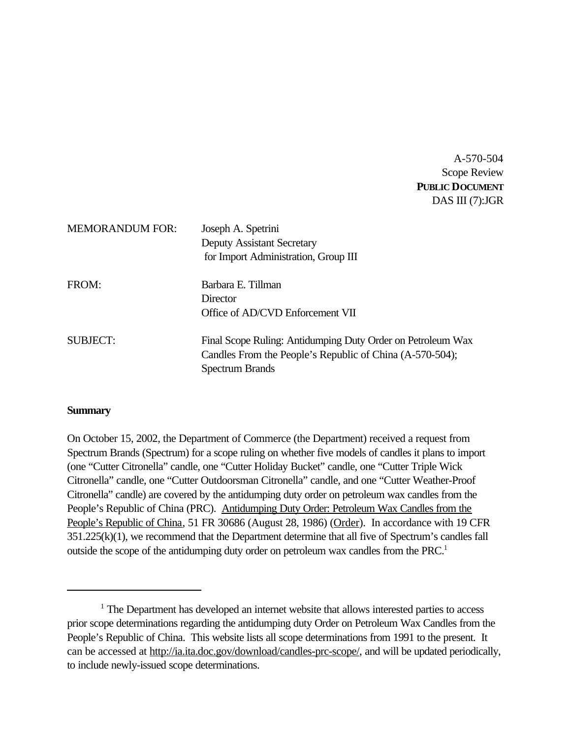A-570-504
Scope Review
**PUBLIC DOCUMENT**
DAS III (7):JGR

MEMORANDUM FOR: Joseph A. Spetrini
Deputy Assistant Secretary
for Import Administration, Group III

FROM: Barbara E. Tillman
Director
Office of AD/CVD Enforcement VII

SUBJECT: Final Scope Ruling: Antidumping Duty Order on Petroleum Wax Candles From the People's Republic of China (A-570-504); Spectrum Brands

**Summary**

On October 15, 2002, the Department of Commerce (the Department) received a request from Spectrum Brands (Spectrum) for a scope ruling on whether five models of candles it plans to import (one "Cutter Citronella" candle, one "Cutter Holiday Bucket" candle, one "Cutter Triple Wick Citronella" candle, one "Cutter Outdoorsman Citronella" candle, and one "Cutter Weather-Proof Citronella" candle) are covered by the antidumping duty order on petroleum wax candles from the People's Republic of China (PRC). Antidumping Duty Order: Petroleum Wax Candles from the People's Republic of China, 51 FR 30686 (August 28, 1986) (Order). In accordance with 19 CFR 351.225(k)(1), we recommend that the Department determine that all five of Spectrum's candles fall outside the scope of the antidumping duty order on petroleum wax candles from the PRC.[1]

---

[1] The Department has developed an internet website that allows interested parties to access prior scope determinations regarding the antidumping duty Order on Petroleum Wax Candles from the People's Republic of China. This website lists all scope determinations from 1991 to the present. It can be accessed at http://ia.ita.doc.gov/download/candles-prc-scope/, and will be updated periodically, to include newly-issued scope determinations.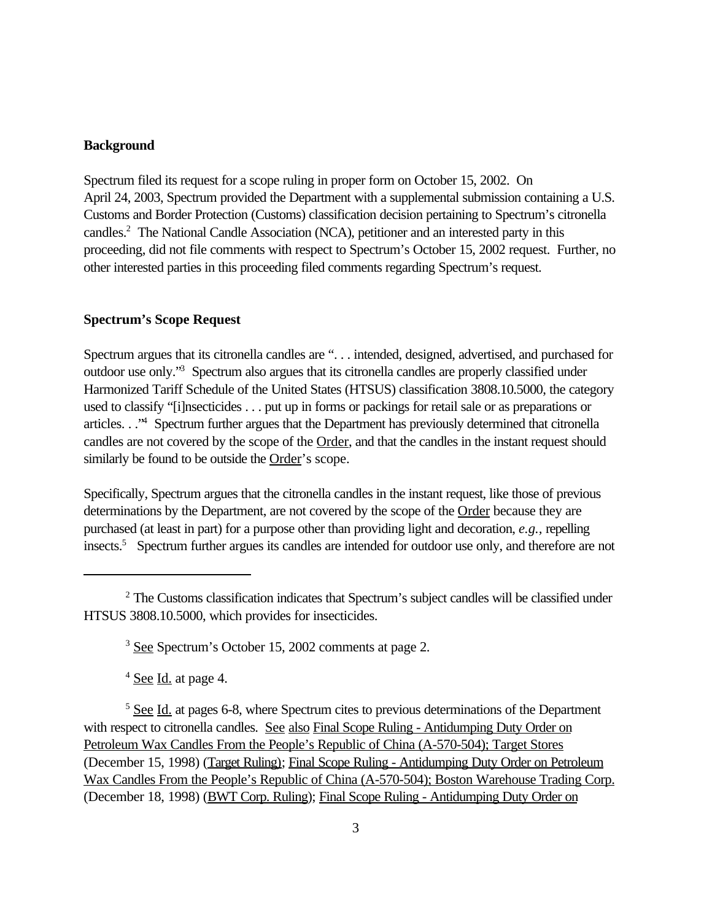**Background**

Spectrum filed its request for a scope ruling in proper form on October 15, 2002. On April 24, 2003, Spectrum provided the Department with a supplemental submission containing a U.S. Customs and Border Protection (Customs) classification decision pertaining to Spectrum's citronella candles.[2] The National Candle Association (NCA), petitioner and an interested party in this proceeding, did not file comments with respect to Spectrum's October 15, 2002 request. Further, no other interested parties in this proceeding filed comments regarding Spectrum's request.

**Spectrum's Scope Request**

Spectrum argues that its citronella candles are ". . . intended, designed, advertised, and purchased for outdoor use only."[3] Spectrum also argues that its citronella candles are properly classified under Harmonized Tariff Schedule of the United States (HTSUS) classification 3808.10.5000, the category used to classify "[i]nsecticides . . . put up in forms or packings for retail sale or as preparations or articles. . ."[4] Spectrum further argues that the Department has previously determined that citronella candles are not covered by the scope of the <u>Order</u>, and that the candles in the instant request should similarly be found to be outside the <u>Order</u>'s scope.

Specifically, Spectrum argues that the citronella candles in the instant request, like those of previous determinations by the Department, are not covered by the scope of the <u>Order</u> because they are purchased (at least in part) for a purpose other than providing light and decoration, *e.g.*, repelling insects.[5] Spectrum further argues its candles are intended for outdoor use only, and therefore are not

---

[2] The Customs classification indicates that Spectrum's subject candles will be classified under HTSUS 3808.10.5000, which provides for insecticides.

[3] <u>See</u> Spectrum's October 15, 2002 comments at page 2.

[4] <u>See</u> <u>Id.</u> at page 4.

[5] <u>See</u> <u>Id.</u> at pages 6-8, where Spectrum cites to previous determinations of the Department with respect to citronella candles. <u>See</u> <u>also</u> <u>Final Scope Ruling - Antidumping Duty Order on Petroleum Wax Candles From the People's Republic of China (A-570-504); Target Stores</u> (December 15, 1998) (<u>Target Ruling</u>); <u>Final Scope Ruling - Antidumping Duty Order on Petroleum Wax Candles From the People's Republic of China (A-570-504); Boston Warehouse Trading Corp.</u> (December 18, 1998) (<u>BWT Corp. Ruling</u>); <u>Final Scope Ruling - Antidumping Duty Order on</u>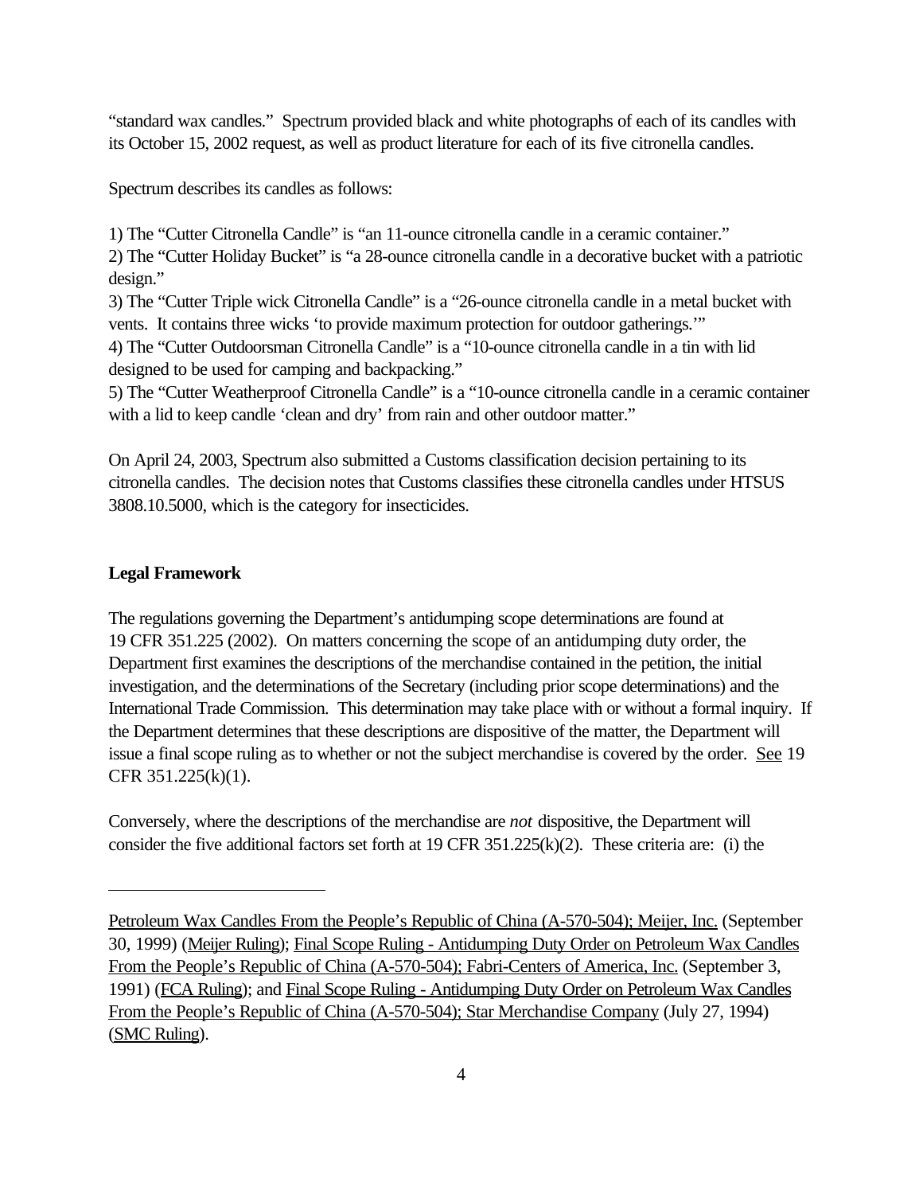"standard wax candles." Spectrum provided black and white photographs of each of its candles with its October 15, 2002 request, as well as product literature for each of its five citronella candles.

Spectrum describes its candles as follows:

1) The "Cutter Citronella Candle" is "an 11-ounce citronella candle in a ceramic container."
2) The "Cutter Holiday Bucket" is "a 28-ounce citronella candle in a decorative bucket with a patriotic design."
3) The "Cutter Triple wick Citronella Candle" is a "26-ounce citronella candle in a metal bucket with vents. It contains three wicks 'to provide maximum protection for outdoor gatherings.'"
4) The "Cutter Outdoorsman Citronella Candle" is a "10-ounce citronella candle in a tin with lid designed to be used for camping and backpacking."
5) The "Cutter Weatherproof Citronella Candle" is a "10-ounce citronella candle in a ceramic container with a lid to keep candle 'clean and dry' from rain and other outdoor matter."

On April 24, 2003, Spectrum also submitted a Customs classification decision pertaining to its citronella candles. The decision notes that Customs classifies these citronella candles under HTSUS 3808.10.5000, which is the category for insecticides.

**Legal Framework**

The regulations governing the Department's antidumping scope determinations are found at 19 CFR 351.225 (2002). On matters concerning the scope of an antidumping duty order, the Department first examines the descriptions of the merchandise contained in the petition, the initial investigation, and the determinations of the Secretary (including prior scope determinations) and the International Trade Commission. This determination may take place with or without a formal inquiry. If the Department determines that these descriptions are dispositive of the matter, the Department will issue a final scope ruling as to whether or not the subject merchandise is covered by the order. See 19 CFR 351.225(k)(1).

Conversely, where the descriptions of the merchandise are *not* dispositive, the Department will consider the five additional factors set forth at 19 CFR 351.225(k)(2). These criteria are: (i) the

---

Petroleum Wax Candles From the People's Republic of China (A-570-504); Meijer, Inc. (September 30, 1999) (Meijer Ruling); Final Scope Ruling - Antidumping Duty Order on Petroleum Wax Candles From the People's Republic of China (A-570-504); Fabri-Centers of America, Inc. (September 3, 1991) (FCA Ruling); and Final Scope Ruling - Antidumping Duty Order on Petroleum Wax Candles From the People's Republic of China (A-570-504); Star Merchandise Company (July 27, 1994) (SMC Ruling).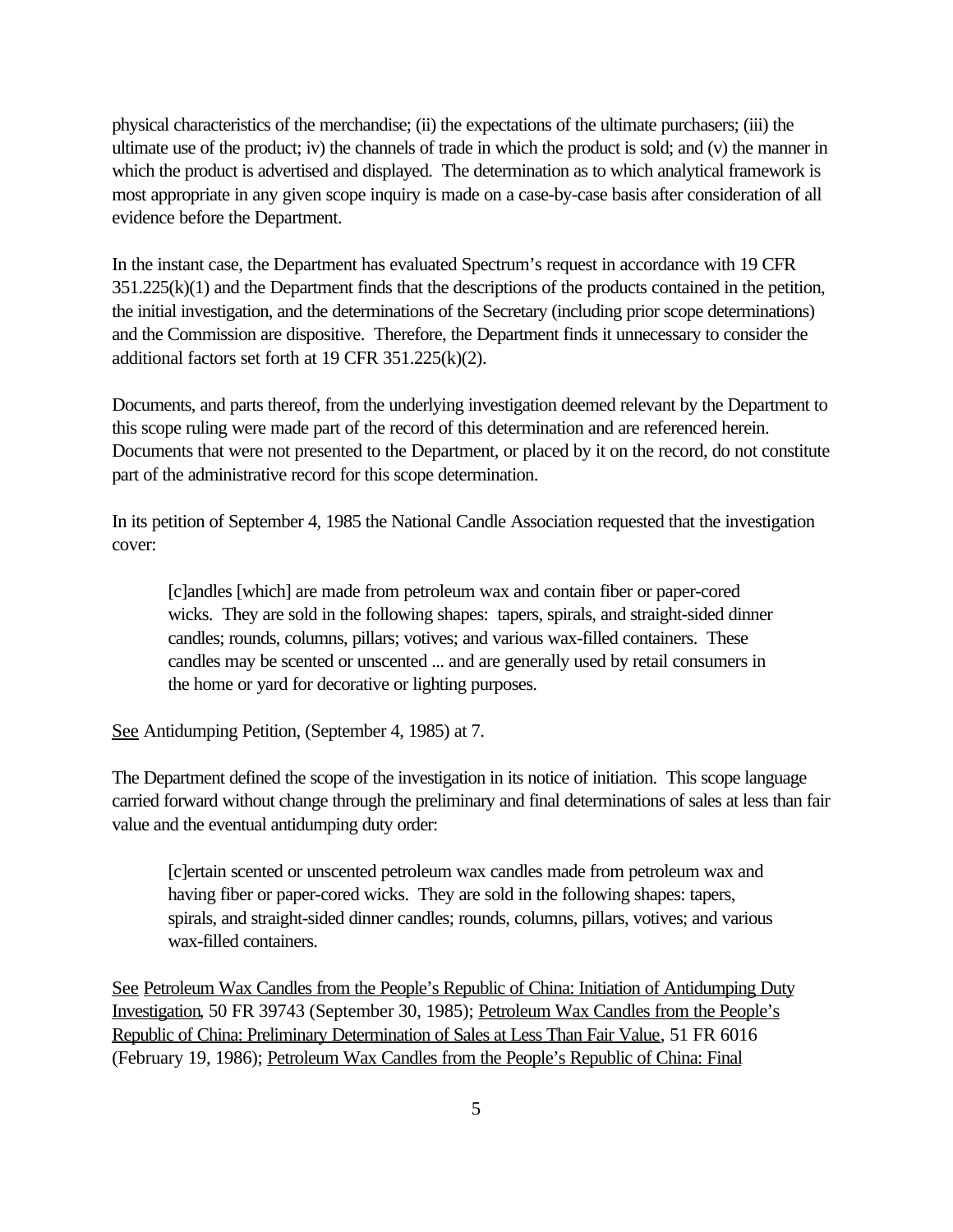physical characteristics of the merchandise; (ii) the expectations of the ultimate purchasers; (iii) the ultimate use of the product; iv) the channels of trade in which the product is sold; and (v) the manner in which the product is advertised and displayed. The determination as to which analytical framework is most appropriate in any given scope inquiry is made on a case-by-case basis after consideration of all evidence before the Department.

In the instant case, the Department has evaluated Spectrum's request in accordance with 19 CFR 351.225(k)(1) and the Department finds that the descriptions of the products contained in the petition, the initial investigation, and the determinations of the Secretary (including prior scope determinations) and the Commission are dispositive. Therefore, the Department finds it unnecessary to consider the additional factors set forth at 19 CFR 351.225(k)(2).

Documents, and parts thereof, from the underlying investigation deemed relevant by the Department to this scope ruling were made part of the record of this determination and are referenced herein. Documents that were not presented to the Department, or placed by it on the record, do not constitute part of the administrative record for this scope determination.

In its petition of September 4, 1985 the National Candle Association requested that the investigation cover:

> [c]andles [which] are made from petroleum wax and contain fiber or paper-cored wicks. They are sold in the following shapes: tapers, spirals, and straight-sided dinner candles; rounds, columns, pillars; votives; and various wax-filled containers. These candles may be scented or unscented ... and are generally used by retail consumers in the home or yard for decorative or lighting purposes.

See Antidumping Petition, (September 4, 1985) at 7.

The Department defined the scope of the investigation in its notice of initiation. This scope language carried forward without change through the preliminary and final determinations of sales at less than fair value and the eventual antidumping duty order:

> [c]ertain scented or unscented petroleum wax candles made from petroleum wax and having fiber or paper-cored wicks. They are sold in the following shapes: tapers, spirals, and straight-sided dinner candles; rounds, columns, pillars, votives; and various wax-filled containers.

See Petroleum Wax Candles from the People's Republic of China: Initiation of Antidumping Duty Investigation, 50 FR 39743 (September 30, 1985); Petroleum Wax Candles from the People's Republic of China: Preliminary Determination of Sales at Less Than Fair Value, 51 FR 6016 (February 19, 1986); Petroleum Wax Candles from the People's Republic of China: Final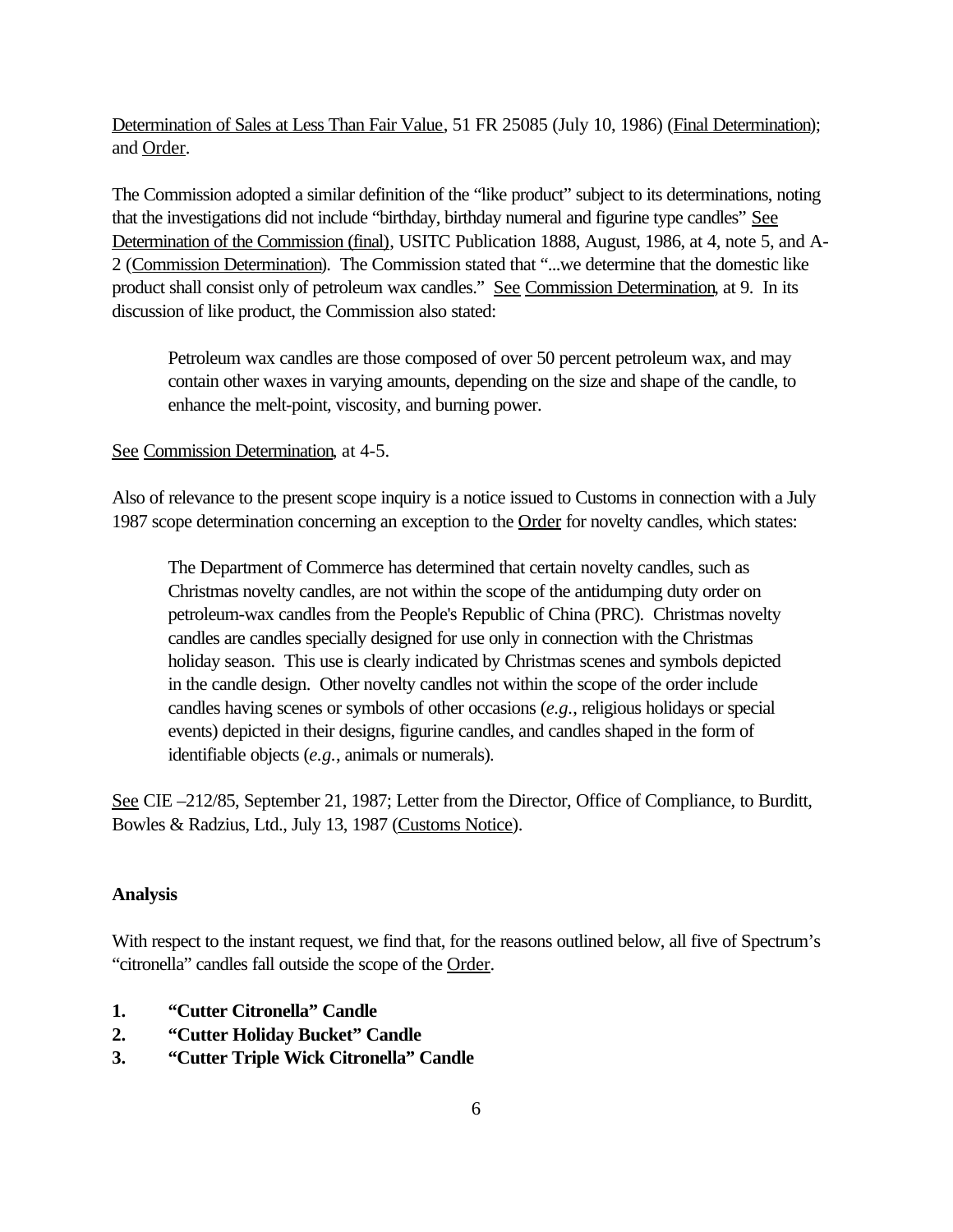Determination of Sales at Less Than Fair Value, 51 FR 25085 (July 10, 1986) (Final Determination); and Order.

The Commission adopted a similar definition of the "like product" subject to its determinations, noting that the investigations did not include "birthday, birthday numeral and figurine type candles" See Determination of the Commission (final), USITC Publication 1888, August, 1986, at 4, note 5, and A-2 (Commission Determination). The Commission stated that "...we determine that the domestic like product shall consist only of petroleum wax candles." See Commission Determination, at 9. In its discussion of like product, the Commission also stated:

> Petroleum wax candles are those composed of over 50 percent petroleum wax, and may contain other waxes in varying amounts, depending on the size and shape of the candle, to enhance the melt-point, viscosity, and burning power.

See Commission Determination, at 4-5.

Also of relevance to the present scope inquiry is a notice issued to Customs in connection with a July 1987 scope determination concerning an exception to the Order for novelty candles, which states:

> The Department of Commerce has determined that certain novelty candles, such as Christmas novelty candles, are not within the scope of the antidumping duty order on petroleum-wax candles from the People's Republic of China (PRC). Christmas novelty candles are candles specially designed for use only in connection with the Christmas holiday season. This use is clearly indicated by Christmas scenes and symbols depicted in the candle design. Other novelty candles not within the scope of the order include candles having scenes or symbols of other occasions (*e.g.*, religious holidays or special events) depicted in their designs, figurine candles, and candles shaped in the form of identifiable objects (*e.g.*, animals or numerals).

See CIE –212/85, September 21, 1987; Letter from the Director, Office of Compliance, to Burditt, Bowles & Radzius, Ltd., July 13, 1987 (Customs Notice).

**Analysis**

With respect to the instant request, we find that, for the reasons outlined below, all five of Spectrum's "citronella" candles fall outside the scope of the Order.

1. **"Cutter Citronella" Candle**
2. **"Cutter Holiday Bucket" Candle**
3. **"Cutter Triple Wick Citronella" Candle**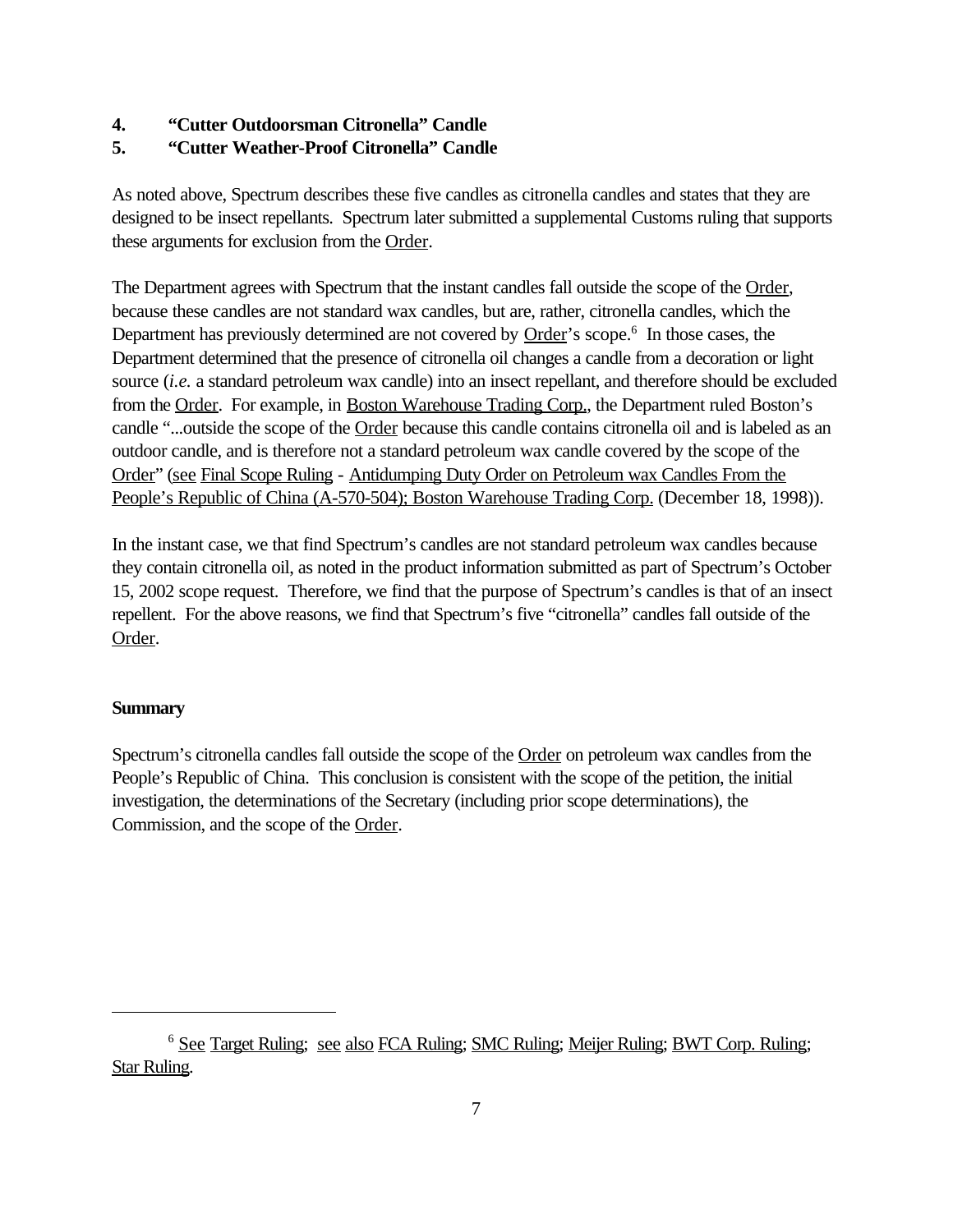**4. "Cutter Outdoorsman Citronella" Candle**

**5. "Cutter Weather-Proof Citronella" Candle**

As noted above, Spectrum describes these five candles as citronella candles and states that they are designed to be insect repellants. Spectrum later submitted a supplemental Customs ruling that supports these arguments for exclusion from the Order.

The Department agrees with Spectrum that the instant candles fall outside the scope of the Order, because these candles are not standard wax candles, but are, rather, citronella candles, which the Department has previously determined are not covered by Order's scope.[6] In those cases, the Department determined that the presence of citronella oil changes a candle from a decoration or light source (*i.e.* a standard petroleum wax candle) into an insect repellant, and therefore should be excluded from the Order. For example, in Boston Warehouse Trading Corp., the Department ruled Boston's candle "...outside the scope of the Order because this candle contains citronella oil and is labeled as an outdoor candle, and is therefore not a standard petroleum wax candle covered by the scope of the Order" (see Final Scope Ruling - Antidumping Duty Order on Petroleum wax Candles From the People's Republic of China (A-570-504); Boston Warehouse Trading Corp. (December 18, 1998)).

In the instant case, we that find Spectrum's candles are not standard petroleum wax candles because they contain citronella oil, as noted in the product information submitted as part of Spectrum's October 15, 2002 scope request. Therefore, we find that the purpose of Spectrum's candles is that of an insect repellent. For the above reasons, we find that Spectrum's five "citronella" candles fall outside of the Order.

**Summary**

Spectrum's citronella candles fall outside the scope of the Order on petroleum wax candles from the People's Republic of China. This conclusion is consistent with the scope of the petition, the initial investigation, the determinations of the Secretary (including prior scope determinations), the Commission, and the scope of the Order.

---

[6] See Target Ruling; see also FCA Ruling; SMC Ruling; Meijer Ruling; BWT Corp. Ruling; Star Ruling.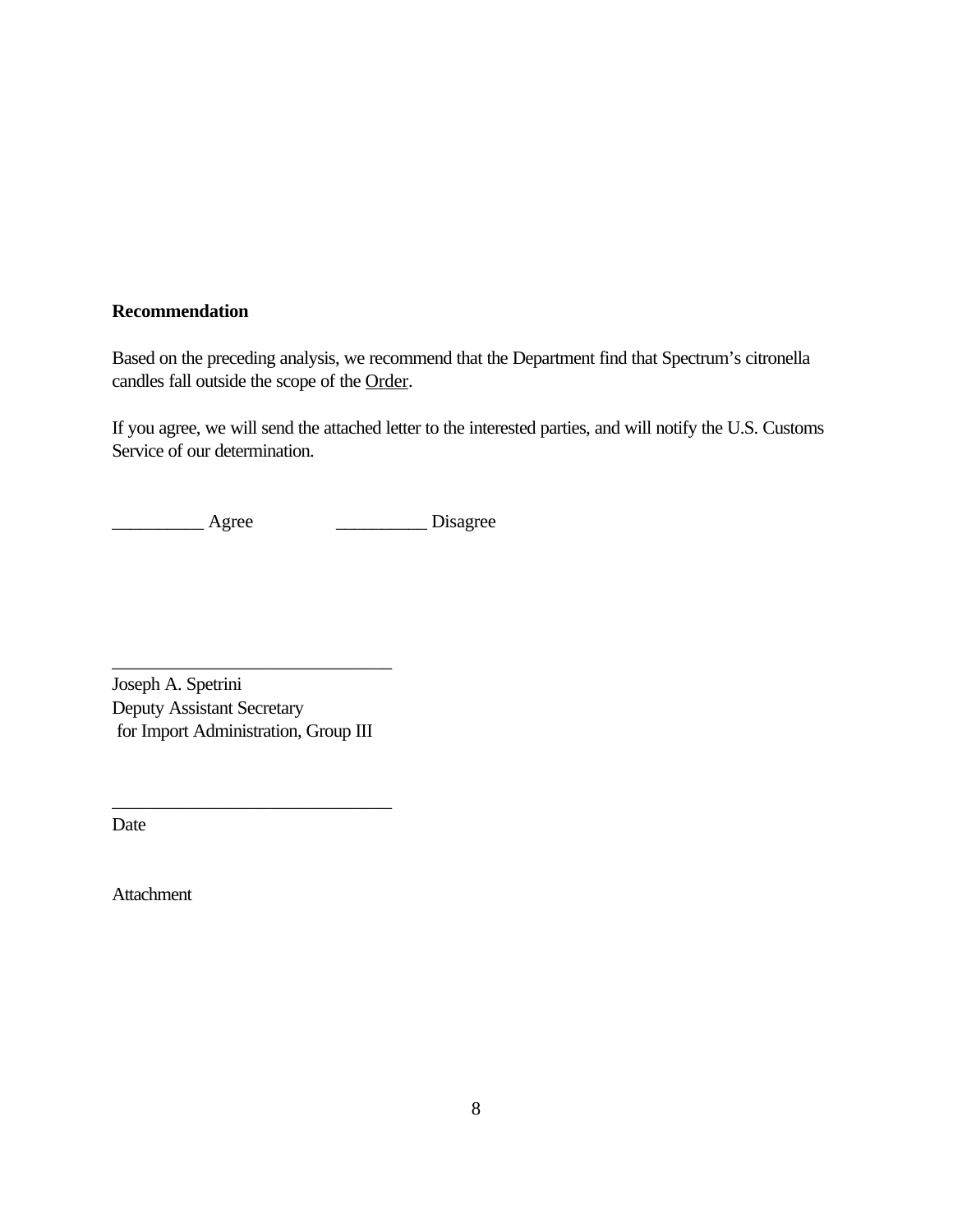**Recommendation**

Based on the preceding analysis, we recommend that the Department find that Spectrum's citronella candles fall outside the scope of the Order.

If you agree, we will send the attached letter to the interested parties, and will notify the U.S. Customs Service of our determination.

__________ Agree                __________ Disagree

_______________________________
Joseph A. Spetrini
Deputy Assistant Secretary
for Import Administration, Group III

_______________________________
Date

Attachment